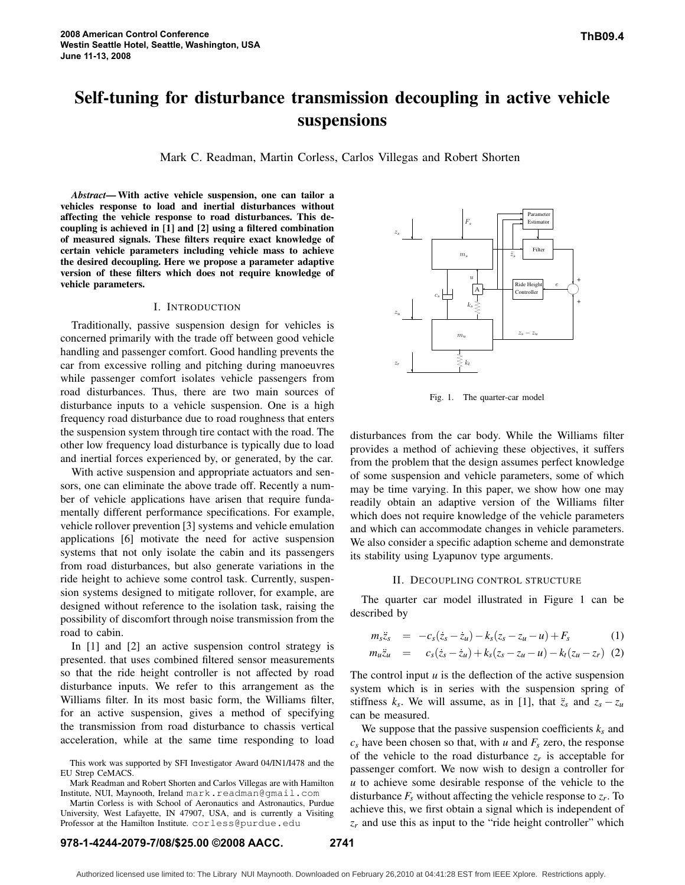# Self-tuning for disturbance transmission decoupling in active vehicle suspensions

Mark C. Readman, Martin Corless, Carlos Villegas and Robert Shorten

***Abstract*— With active vehicle suspension, one can tailor a vehicles response to load and inertial disturbances without affecting the vehicle response to road disturbances. This decoupling is achieved in [1] and [2] using a filtered combination of measured signals. These filters require exact knowledge of certain vehicle parameters including vehicle mass to achieve the desired decoupling. Here we propose a parameter adaptive version of these filters which does not require knowledge of vehicle parameters.**

## I. Introduction

Traditionally, passive suspension design for vehicles is concerned primarily with the trade off between good vehicle handling and passenger comfort. Good handling prevents the car from excessive rolling and pitching during manoeuvres while passenger comfort isolates vehicle passengers from road disturbances. Thus, there are two main sources of disturbance inputs to a vehicle suspension. One is a high frequency road disturbance due to road roughness that enters the suspension system through tire contact with the road. The other low frequency load disturbance is typically due to load and inertial forces experienced by, or generated, by the car.

With active suspension and appropriate actuators and sensors, one can eliminate the above trade off. Recently a number of vehicle applications have arisen that require fundamentally different performance specifications. For example, vehicle rollover prevention [3] systems and vehicle emulation applications [6] motivate the need for active suspension systems that not only isolate the cabin and its passengers from road disturbances, but also generate variations in the ride height to achieve some control task. Currently, suspension systems designed to mitigate rollover, for example, are designed without reference to the isolation task, raising the possibility of discomfort through noise transmission from the road to cabin.

In [1] and [2] an active suspension control strategy is presented. that uses combined filtered sensor measurements so that the ride height controller is not affected by road disturbance inputs. We refer to this arrangement as the Williams filter. In its most basic form, the Williams filter, for an active suspension, gives a method of specifying the transmission from road disturbance to chassis vertical acceleration, while at the same time responding to load disturbances from the car body. While the Williams filter provides a method of achieving these objectives, it suffers from the problem that the design assumes perfect knowledge of some suspension and vehicle parameters, some of which may be time varying. In this paper, we show how one may readily obtain an adaptive version of the Williams filter which does not require knowledge of the vehicle parameters and which can accommodate changes in vehicle parameters. We also consider a specific adaption scheme and demonstrate its stability using Lyapunov type arguments.

Fig. 1. The quarter-car model

This work was supported by SFI Investigator Award 04/IN1/I478 and the EU Strep CeMACS.

Mark Readman and Robert Shorten and Carlos Villegas are with Hamilton Institute, NUI, Maynooth, Ireland mark.readman@gmail.com

Martin Corless is with School of Aeronautics and Astronautics, Purdue University, West Lafayette, IN 47907, USA, and is currently a Visiting Professor at the Hamilton Institute. corless@purdue.edu

## II. Decoupling control structure

The quarter car model illustrated in Figure 1 can be described by

$$m_s \ddot{z}_s = -c_s(\dot{z}_s - \dot{z}_u) - k_s(z_s - z_u - u) + F_s \quad (1)$$

$$m_u \ddot{z}_u = c_s(\dot{z}_s - \dot{z}_u) + k_s(z_s - z_u - u) - k_t(z_u - z_r) \quad (2)$$

The control input $u$ is the deflection of the active suspension system which is in series with the suspension spring of stiffness $k_s$. We will assume, as in [1], that $\ddot{z}_s$ and $z_s - z_u$ can be measured.

We suppose that the passive suspension coefficients $k_s$ and $c_s$ have been chosen so that, with $u$ and $F_s$ zero, the response of the vehicle to the road disturbance $z_r$ is acceptable for passenger comfort. We now wish to design a controller for $u$ to achieve some desirable response of the vehicle to the disturbance $F_s$ without affecting the vehicle response to $z_r$. To achieve this, we first obtain a signal which is independent of $z_r$ and use this as input to the "ride height controller" which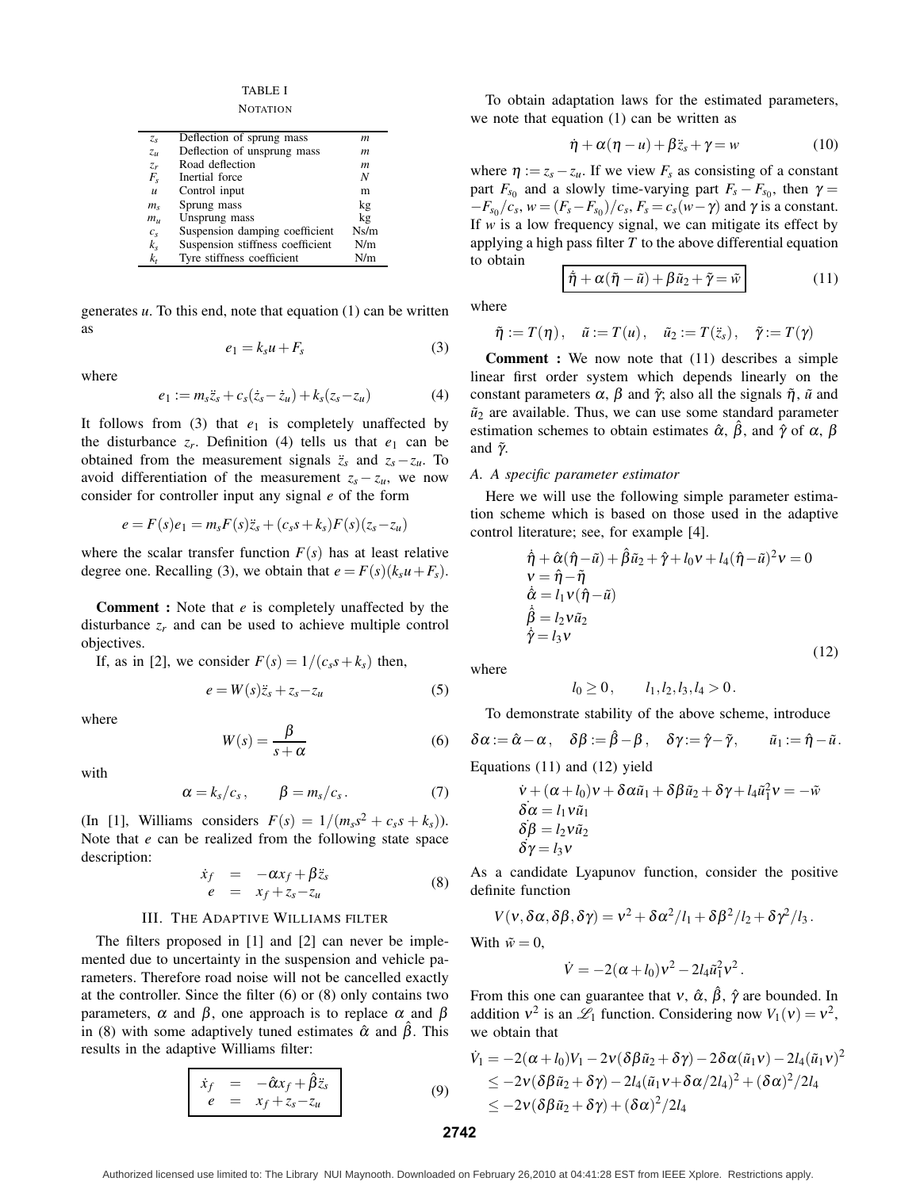TABLE I

NOTATION

| | | |
|---|---|---|
| $z_s$ | Deflection of sprung mass | $m$ |
| $z_u$ | Deflection of unsprung mass | $m$ |
| $z_r$ | Road deflection | $m$ |
| $F_s$ | Inertial force | $N$ |
| $u$ | Control input | m |
| $m_s$ | Sprung mass | kg |
| $m_u$ | Unsprung mass | kg |
| $c_s$ | Suspension damping coefficient | Ns/m |
| $k_s$ | Suspension stiffness coefficient | N/m |
| $k_t$ | Tyre stiffness coefficient | N/m |

generates $u$. To this end, note that equation (1) can be written as

$$e_1 = k_s u + F_s \tag{3}$$

where

$$e_1 := m_s \ddot{z}_s + c_s(\dot{z}_s - \dot{z}_u) + k_s(z_s - z_u) \tag{4}$$

It follows from (3) that $e_1$ is completely unaffected by the disturbance $z_r$. Definition (4) tells us that $e_1$ can be obtained from the measurement signals $\ddot{z}_s$ and $z_s - z_u$. To avoid differentiation of the measurement $z_s - z_u$, we now consider for controller input any signal $e$ of the form

$$e = F(s)e_1 = m_s F(s)\ddot{z}_s + (c_s s + k_s)F(s)(z_s - z_u)$$

where the scalar transfer function $F(s)$ has at least relative degree one. Recalling (3), we obtain that $e = F(s)(k_s u + F_s)$.

**Comment :** Note that $e$ is completely unaffected by the disturbance $z_r$ and can be used to achieve multiple control objectives.

If, as in [2], we consider $F(s) = 1/(c_s s + k_s)$ then,

$$e = W(s)\ddot{z}_s + z_s - z_u \tag{5}$$

where

$$W(s) = \frac{\beta}{s + \alpha} \tag{6}$$

with

$$\alpha = k_s / c_s, \qquad \beta = m_s / c_s. \tag{7}$$

(In [1], Williams considers $F(s) = 1/(m_s s^2 + c_s s + k_s)$). Note that $e$ can be realized from the following state space description:

$$\begin{array}{rcl} \dot{x}_f & = & -\alpha x_f + \beta \ddot{z}_s \\ e & = & x_f + z_s - z_u \end{array} \tag{8}$$

## III. The Adaptive Williams filter

The filters proposed in [1] and [2] can never be implemented due to uncertainty in the suspension and vehicle parameters. Therefore road noise will not be cancelled exactly at the controller. Since the filter (6) or (8) only contains two parameters, $\alpha$ and $\beta$, one approach is to replace $\alpha$ and $\beta$ in (8) with some adaptively tuned estimates $\hat{\alpha}$ and $\hat{\beta}$. This results in the adaptive Williams filter:

$$\boxed{\begin{array}{rcl} \dot{x}_f & = & -\hat{\alpha} x_f + \hat{\beta} \ddot{z}_s \\ e & = & x_f + z_s - z_u \end{array}} \tag{9}$$

To obtain adaptation laws for the estimated parameters, we note that equation (1) can be written as

$$\dot{\eta} + \alpha(\eta - u) + \beta \ddot{z}_s + \gamma = w \tag{10}$$

where $\eta := z_s - z_u$. If we view $F_s$ as consisting of a constant part $F_{s_0}$ and a slowly time-varying part $F_s - F_{s_0}$, then $\gamma = -F_{s_0}/c_s$, $w = (F_s - F_{s_0})/c_s$, $F_s = c_s(w - \gamma)$ and $\gamma$ is a constant. If $w$ is a low frequency signal, we can mitigate its effect by applying a high pass filter $T$ to the above differential equation to obtain

$$\boxed{\dot{\tilde{\eta}} + \alpha(\tilde{\eta} - \tilde{u}) + \beta \tilde{u}_2 + \tilde{\gamma} = \tilde{w}} \tag{11}$$

where

$$\tilde{\eta} := T(\eta), \quad \tilde{u} := T(u), \quad \tilde{u}_2 := T(\ddot{z}_s), \quad \tilde{\gamma} := T(\gamma)$$

**Comment :** We now note that (11) describes a simple linear first order system which depends linearly on the constant parameters $\alpha$, $\beta$ and $\tilde{\gamma}$; also all the signals $\tilde{\eta}$, $\tilde{u}$ and $\tilde{u}_2$ are available. Thus, we can use some standard parameter estimation schemes to obtain estimates $\hat{\alpha}$, $\hat{\beta}$, and $\hat{\gamma}$ of $\alpha$, $\beta$ and $\tilde{\gamma}$.

### A. A specific parameter estimator

Here we will use the following simple parameter estimation scheme which is based on those used in the adaptive control literature; see, for example [4].

$$\begin{array}{l} \dot{\hat{\eta}} + \hat{\alpha}(\hat{\eta} - \tilde{u}) + \hat{\beta}\tilde{u}_2 + \hat{\gamma} + l_0 \nu + l_4(\hat{\eta} - \tilde{u})^2 \nu = 0 \\ \nu = \hat{\eta} - \tilde{\eta} \\ \dot{\hat{\alpha}} = l_1 \nu (\hat{\eta} - \tilde{u}) \\ \dot{\hat{\beta}} = l_2 \nu \tilde{u}_2 \\ \dot{\hat{\gamma}} = l_3 \nu \end{array} \tag{12}$$

where

$$l_0 \geq 0, \qquad l_1, l_2, l_3, l_4 > 0.$$

To demonstrate stability of the above scheme, introduce

$$\delta\alpha := \hat{\alpha} - \alpha, \quad \delta\beta := \hat{\beta} - \beta, \quad \delta\gamma := \hat{\gamma} - \tilde{\gamma}, \qquad \tilde{u}_1 := \hat{\eta} - \tilde{u}.$$

Equations (11) and (12) yield

$$\begin{array}{l} \dot{\nu} + (\alpha + l_0)\nu + \delta\alpha \tilde{u}_1 + \delta\beta \tilde{u}_2 + \delta\gamma + l_4 \tilde{u}_1^2 \nu = -\tilde{w} \\ \dot{\delta\alpha} = l_1 \nu \tilde{u}_1 \\ \dot{\delta\beta} = l_2 \nu \tilde{u}_2 \\ \dot{\delta\gamma} = l_3 \nu \end{array}$$

As a candidate Lyapunov function, consider the positive definite function

$$V(\nu, \delta\alpha, \delta\beta, \delta\gamma) = \nu^2 + \delta\alpha^2/l_1 + \delta\beta^2/l_2 + \delta\gamma^2/l_3.$$

With $\tilde{w} = 0$,

$$\dot{V} = -2(\alpha + l_0)\nu^2 - 2l_4 \tilde{u}_1^2 \nu^2.$$

From this one can guarantee that $\nu$, $\hat{\alpha}$, $\hat{\beta}$, $\hat{\gamma}$ are bounded. In addition $\nu^2$ is an $\mathcal{L}_1$ function. Considering now $V_1(\nu) = \nu^2$, we obtain that

$$\begin{aligned} \dot{V}_1 &= -2(\alpha + l_0)V_1 - 2\nu(\delta\beta \tilde{u}_2 + \delta\gamma) - 2\delta\alpha(\tilde{u}_1 \nu) - 2l_4(\tilde{u}_1 \nu)^2 \\ &\leq -2\nu(\delta\beta \tilde{u}_2 + \delta\gamma) - 2l_4(\tilde{u}_1 \nu + \delta\alpha/2l_4)^2 + (\delta\alpha)^2/2l_4 \\ &\leq -2\nu(\delta\beta \tilde{u}_2 + \delta\gamma) + (\delta\alpha)^2/2l_4 \end{aligned}$$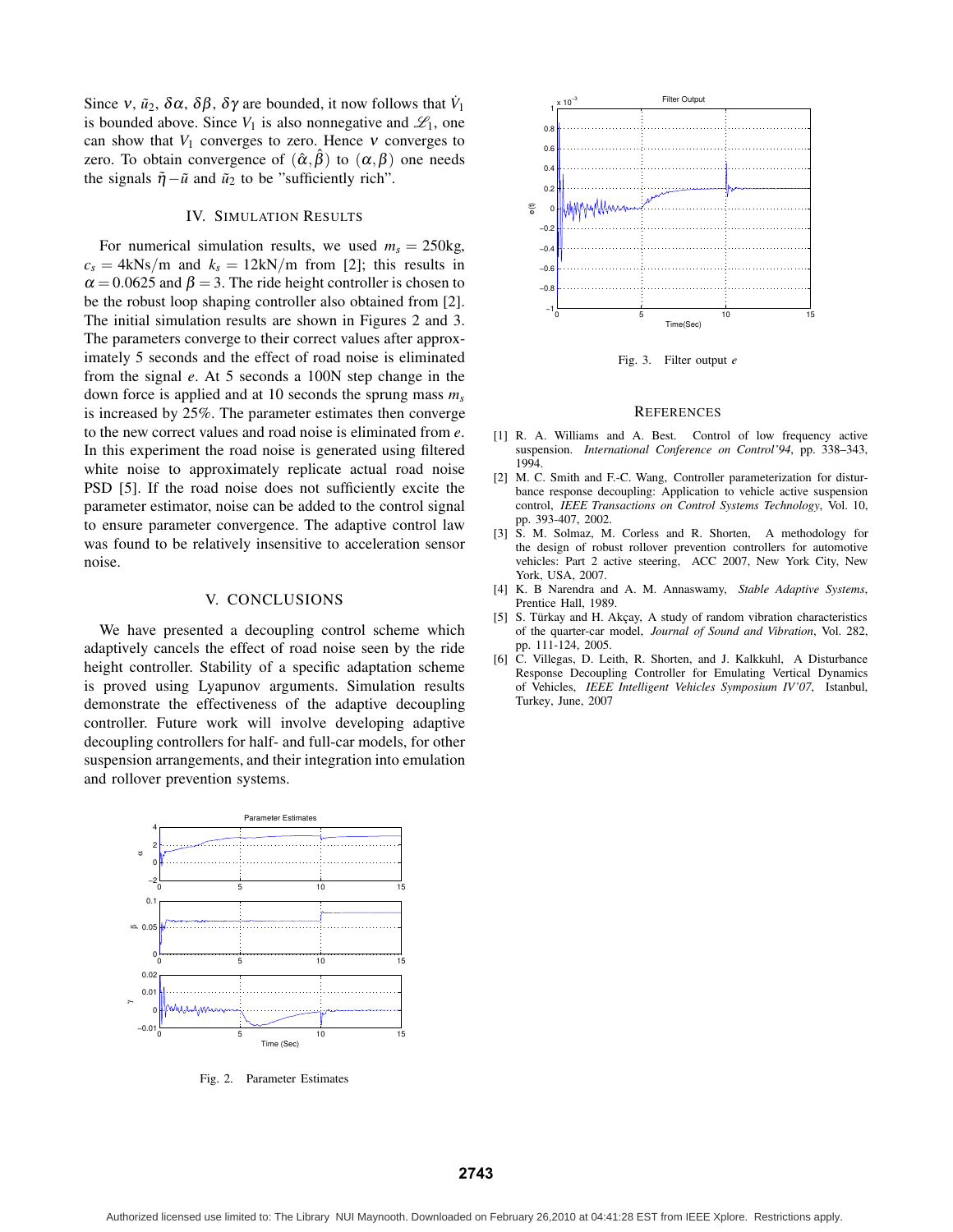Since $\nu$, $\tilde{u}_2$, $\delta\alpha$, $\delta\beta$, $\delta\gamma$ are bounded, it now follows that $\dot{V}_1$ is bounded above. Since $V_1$ is also nonnegative and $\mathscr{L}_1$, one can show that $V_1$ converges to zero. Hence $\nu$ converges to zero. To obtain convergence of $(\hat{\alpha}, \hat{\beta})$ to $(\alpha, \beta)$ one needs the signals $\tilde{\eta} - \tilde{u}$ and $\tilde{u}_2$ to be "sufficiently rich".

## IV. Simulation Results

For numerical simulation results, we used $m_s = 250$kg, $c_s = 4$kNs/m and $k_s = 12$kN/m from [2]; this results in $\alpha = 0.0625$ and $\beta = 3$. The ride height controller is chosen to be the robust loop shaping controller also obtained from [2]. The initial simulation results are shown in Figures 2 and 3. The parameters converge to their correct values after approximately 5 seconds and the effect of road noise is eliminated from the signal $e$. At 5 seconds a 100N step change in the down force is applied and at 10 seconds the sprung mass $m_s$ is increased by 25%. The parameter estimates then converge to the new correct values and road noise is eliminated from $e$. In this experiment the road noise is generated using filtered white noise to approximately replicate actual road noise PSD [5]. If the road noise does not sufficiently excite the parameter estimator, noise can be added to the control signal to ensure parameter convergence. The adaptive control law was found to be relatively insensitive to acceleration sensor noise.

## V. Conclusions

We have presented a decoupling control scheme which adaptively cancels the effect of road noise seen by the ride height controller. Stability of a specific adaptation scheme is proved using Lyapunov arguments. Simulation results demonstrate the effectiveness of the adaptive decoupling controller. Future work will involve developing adaptive decoupling controllers for half- and full-car models, for other suspension arrangements, and their integration into emulation and rollover prevention systems.

Parameter Estimates

α

4
2
0
−2
0 5 10 15

β

0.1
0.05
0
0 5 10 15

γ

0.02
0.01
0
−0.01
0 5 10 15

Time (Sec)

Fig. 2. Parameter Estimates

Filter Output

x 10^-3

e(t)

1
0.8
0.6
0.4
0.2
0
−0.2
−0.4
−0.6
−0.8
−1

0 5 10 15

Time(Sec)

Fig. 3. Filter output $e$

## References

[1] R. A. Williams and A. Best. Control of low frequency active suspension. *International Conference on Control'94*, pp. 338–343, 1994.

[2] M. C. Smith and F.-C. Wang, Controller parameterization for disturbance response decoupling: Application to vehicle active suspension control, *IEEE Transactions on Control Systems Technology*, Vol. 10, pp. 393-407, 2002.

[3] S. M. Solmaz, M. Corless and R. Shorten, A methodology for the design of robust rollover prevention controllers for automotive vehicles: Part 2 active steering, ACC 2007, New York City, New York, USA, 2007.

[4] K. B Narendra and A. M. Annaswamy, *Stable Adaptive Systems*, Prentice Hall, 1989.

[5] S. Türkay and H. Akçay, A study of random vibration characteristics of the quarter-car model, *Journal of Sound and Vibration*, Vol. 282, pp. 111-124, 2005.

[6] C. Villegas, D. Leith, R. Shorten, and J. Kalkkuhl, A Disturbance Response Decoupling Controller for Emulating Vertical Dynamics of Vehicles, *IEEE Intelligent Vehicles Symposium IV'07*, Istanbul, Turkey, June, 2007